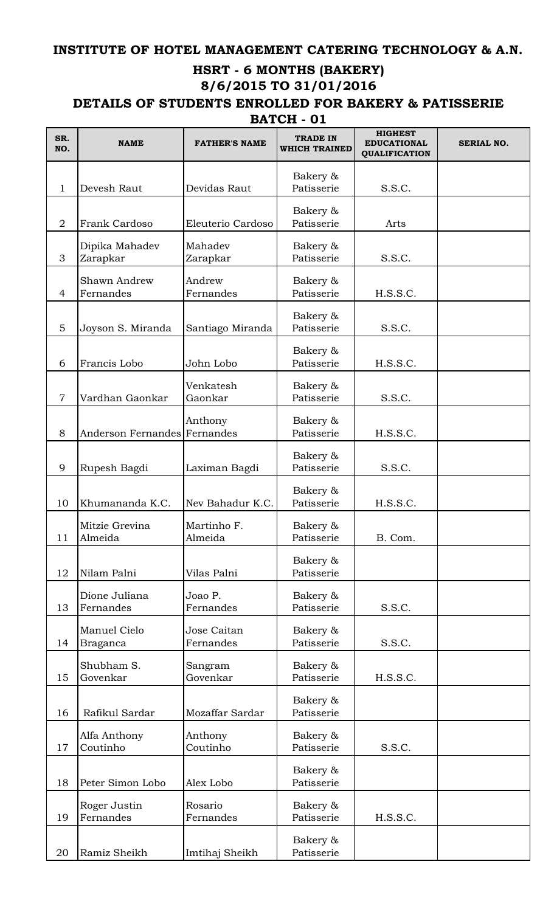# INSTITUTE OF HOTEL MANAGEMENT CATERING TECHNOLOGY & A.N.

## HSRT - 6 MONTHS (BAKERY)

## 8/6/2015 TO 31/01/2016

## DETAILS OF STUDENTS ENROLLED FOR BAKERY & PATISSERIE

## BATCH - 01

| SR. NO. | NAME | FATHER'S NAME | TRADE IN WHICH TRAINED | HIGHEST EDUCATIONAL QUALIFICATION | SERIAL NO. |
|---|---|---|---|---|---|
| 1 | Devesh Raut | Devidas Raut | Bakery & Patisserie | S.S.C. | |
| 2 | Frank Cardoso | Eleuterio Cardoso | Bakery & Patisserie | Arts | |
| 3 | Dipika Mahadev Zarapkar | Mahadev Zarapkar | Bakery & Patisserie | S.S.C. | |
| 4 | Shawn Andrew Fernandes | Andrew Fernandes | Bakery & Patisserie | H.S.S.C. | |
| 5 | Joyson S. Miranda | Santiago Miranda | Bakery & Patisserie | S.S.C. | |
| 6 | Francis Lobo | John Lobo | Bakery & Patisserie | H.S.S.C. | |
| 7 | Vardhan Gaonkar | Venkatesh Gaonkar | Bakery & Patisserie | S.S.C. | |
| 8 | Anderson Fernandes | Anthony Fernandes | Bakery & Patisserie | H.S.S.C. | |
| 9 | Rupesh Bagdi | Laximan Bagdi | Bakery & Patisserie | S.S.C. | |
| 10 | Khumananda K.C. | Nev Bahadur K.C. | Bakery & Patisserie | H.S.S.C. | |
| 11 | Mitzie Grevina Almeida | Martinho F. Almeida | Bakery & Patisserie | B. Com. | |
| 12 | Nilam Palni | Vilas Palni | Bakery & Patisserie | | |
| 13 | Dione Juliana Fernandes | Joao P. Fernandes | Bakery & Patisserie | S.S.C. | |
| 14 | Manuel Cielo Braganca | Jose Caitan Fernandes | Bakery & Patisserie | S.S.C. | |
| 15 | Shubham S. Govenkar | Sangram Govenkar | Bakery & Patisserie | H.S.S.C. | |
| 16 | Rafikul Sardar | Mozaffar Sardar | Bakery & Patisserie | | |
| 17 | Alfa Anthony Coutinho | Anthony Coutinho | Bakery & Patisserie | S.S.C. | |
| 18 | Peter Simon Lobo | Alex Lobo | Bakery & Patisserie | | |
| 19 | Roger Justin Fernandes | Rosario Fernandes | Bakery & Patisserie | H.S.S.C. | |
| 20 | Ramiz Sheikh | Imtihaj Sheikh | Bakery & Patisserie | | |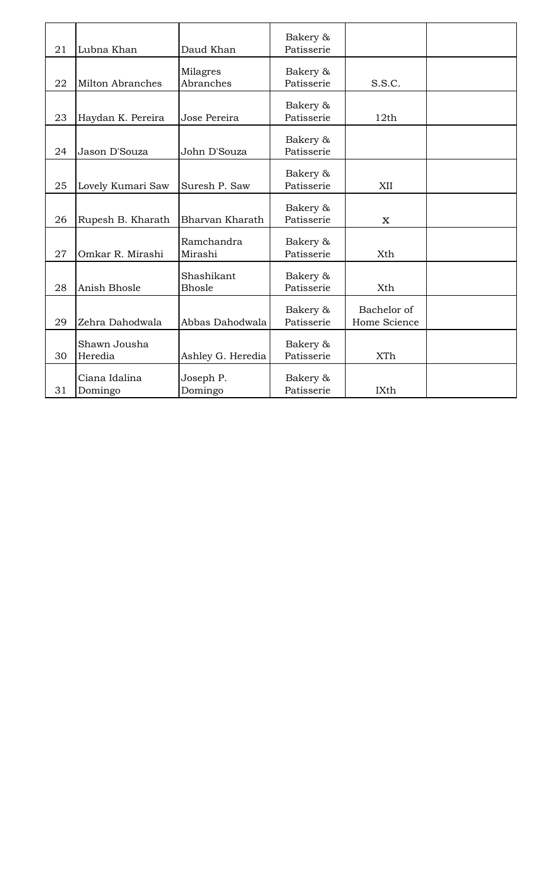| | | | | | |
|---|---|---|---|---|---|
| 21 | Lubna Khan | Daud Khan | Bakery & Patisserie | | |
| 22 | Milton Abranches | Milagres Abranches | Bakery & Patisserie | S.S.C. | |
| 23 | Haydan K. Pereira | Jose Pereira | Bakery & Patisserie | 12th | |
| 24 | Jason D'Souza | John D'Souza | Bakery & Patisserie | | |
| 25 | Lovely Kumari Saw | Suresh P. Saw | Bakery & Patisserie | XII | |
| 26 | Rupesh B. Kharath | Bharvan Kharath | Bakery & Patisserie | X | |
| 27 | Omkar R. Mirashi | Ramchandra Mirashi | Bakery & Patisserie | Xth | |
| 28 | Anish Bhosle | Shashikant Bhosle | Bakery & Patisserie | Xth | |
| 29 | Zehra Dahodwala | Abbas Dahodwala | Bakery & Patisserie | Bachelor of Home Science | |
| 30 | Shawn Jousha Heredia | Ashley G. Heredia | Bakery & Patisserie | XTh | |
| 31 | Ciana Idalina Domingo | Joseph P. Domingo | Bakery & Patisserie | IXth | |